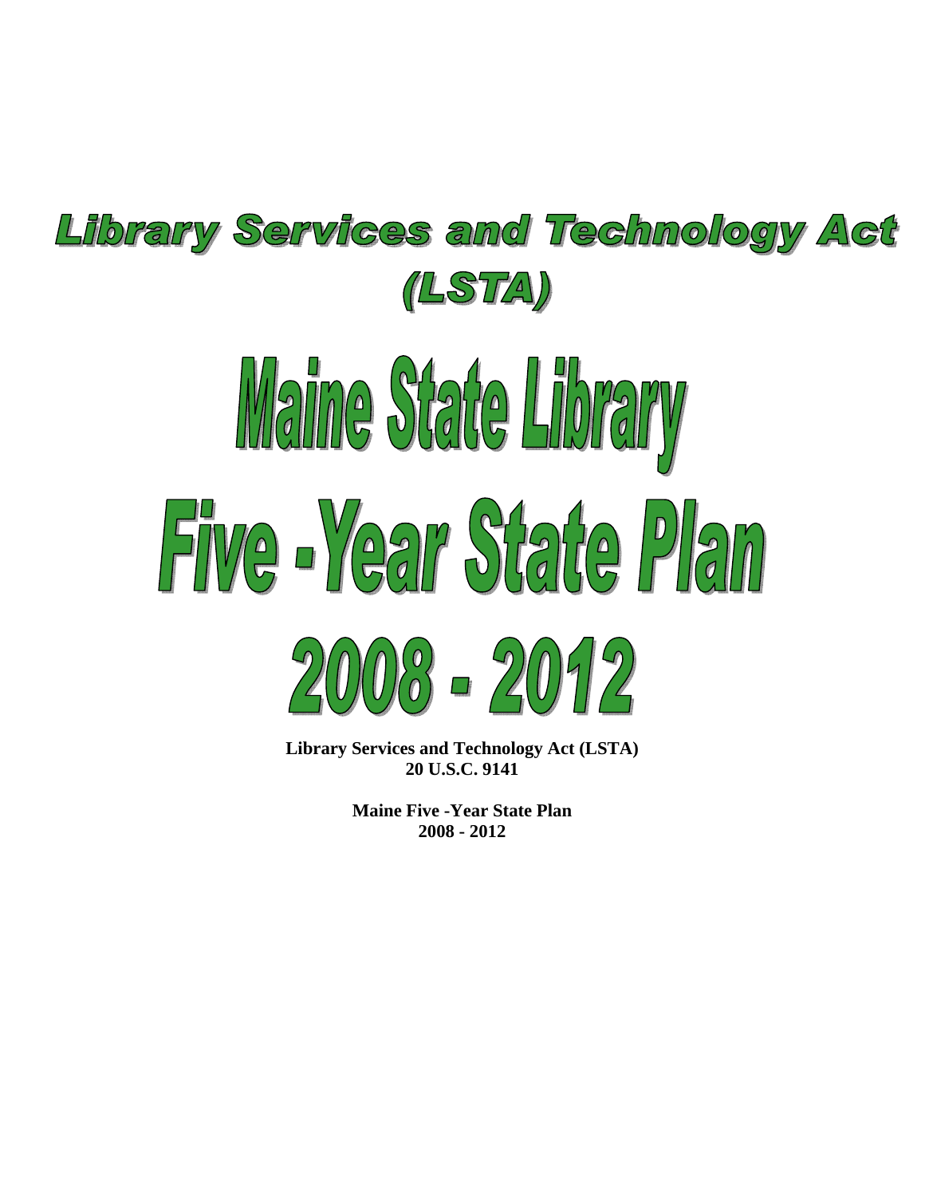# Library Services and Technology Act (LSTA)

# Maine State Library

# Five -Year State Plan

# 2008 - 2012

**Library Services and Technology Act (LSTA)**
**20 U.S.C. 9141**

**Maine Five -Year State Plan**
**2008 - 2012**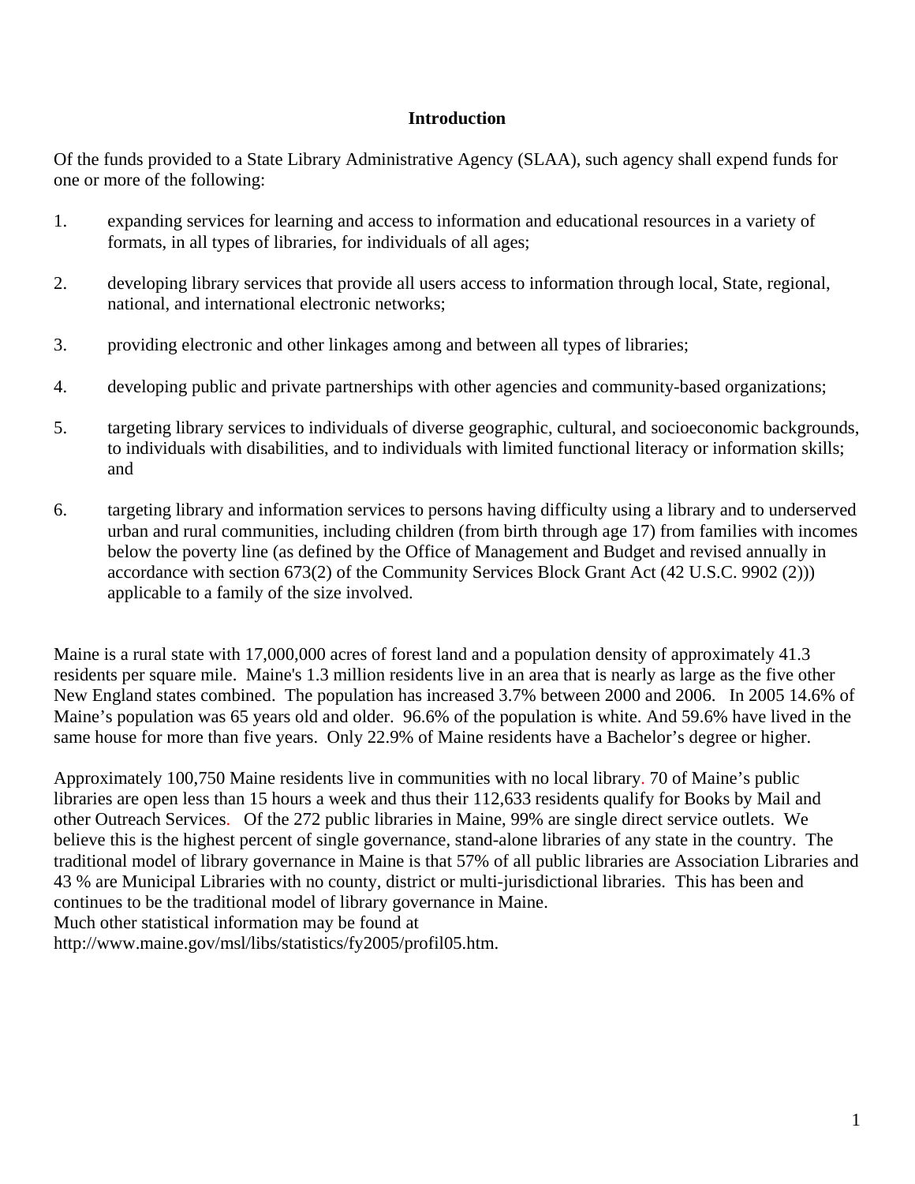## Introduction

Of the funds provided to a State Library Administrative Agency (SLAA), such agency shall expend funds for one or more of the following:

1. expanding services for learning and access to information and educational resources in a variety of formats, in all types of libraries, for individuals of all ages;

2. developing library services that provide all users access to information through local, State, regional, national, and international electronic networks;

3. providing electronic and other linkages among and between all types of libraries;

4. developing public and private partnerships with other agencies and community-based organizations;

5. targeting library services to individuals of diverse geographic, cultural, and socioeconomic backgrounds, to individuals with disabilities, and to individuals with limited functional literacy or information skills; and

6. targeting library and information services to persons having difficulty using a library and to underserved urban and rural communities, including children (from birth through age 17) from families with incomes below the poverty line (as defined by the Office of Management and Budget and revised annually in accordance with section 673(2) of the Community Services Block Grant Act (42 U.S.C. 9902 (2))) applicable to a family of the size involved.

Maine is a rural state with 17,000,000 acres of forest land and a population density of approximately 41.3 residents per square mile. Maine's 1.3 million residents live in an area that is nearly as large as the five other New England states combined. The population has increased 3.7% between 2000 and 2006. In 2005 14.6% of Maine's population was 65 years old and older. 96.6% of the population is white. And 59.6% have lived in the same house for more than five years. Only 22.9% of Maine residents have a Bachelor's degree or higher.

Approximately 100,750 Maine residents live in communities with no local library. 70 of Maine's public libraries are open less than 15 hours a week and thus their 112,633 residents qualify for Books by Mail and other Outreach Services. Of the 272 public libraries in Maine, 99% are single direct service outlets. We believe this is the highest percent of single governance, stand-alone libraries of any state in the country. The traditional model of library governance in Maine is that 57% of all public libraries are Association Libraries and 43 % are Municipal Libraries with no county, district or multi-jurisdictional libraries. This has been and continues to be the traditional model of library governance in Maine.
Much other statistical information may be found at
http://www.maine.gov/msl/libs/statistics/fy2005/profil05.htm.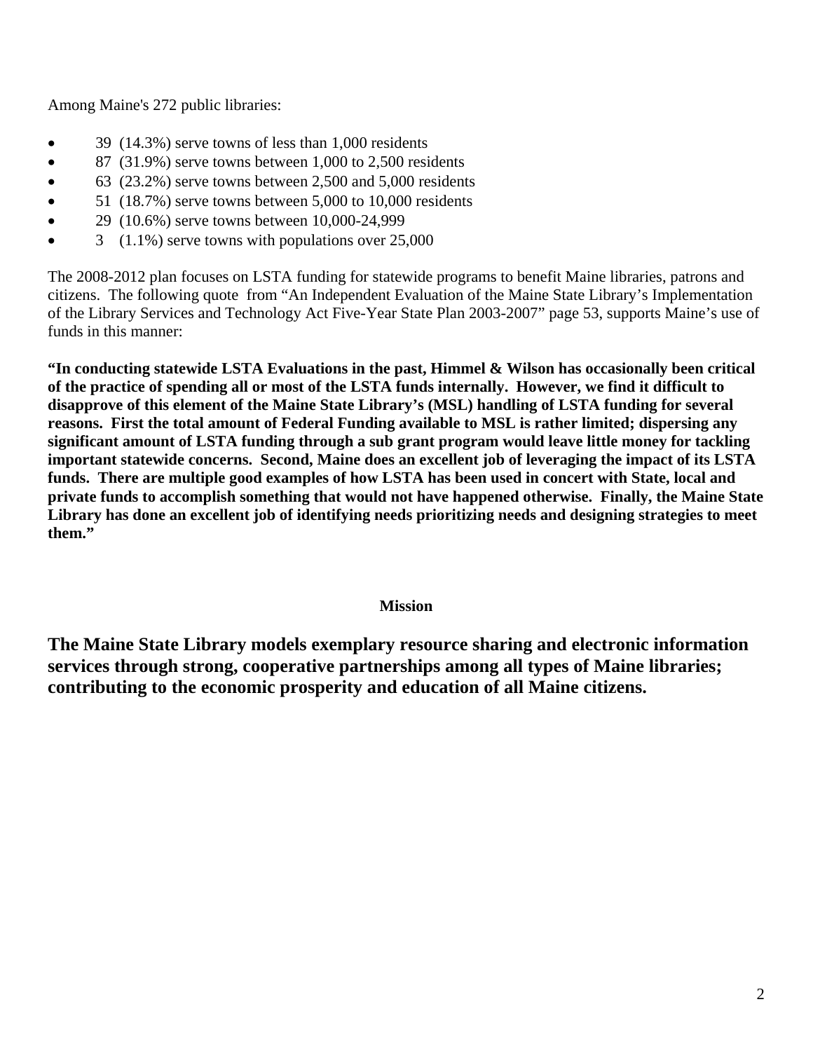Among Maine's 272 public libraries:

- 39 (14.3%) serve towns of less than 1,000 residents
- 87 (31.9%) serve towns between 1,000 to 2,500 residents
- 63 (23.2%) serve towns between 2,500 and 5,000 residents
- 51 (18.7%) serve towns between 5,000 to 10,000 residents
- 29 (10.6%) serve towns between 10,000-24,999
- 3 (1.1%) serve towns with populations over 25,000

The 2008-2012 plan focuses on LSTA funding for statewide programs to benefit Maine libraries, patrons and citizens. The following quote from "An Independent Evaluation of the Maine State Library's Implementation of the Library Services and Technology Act Five-Year State Plan 2003-2007" page 53, supports Maine's use of funds in this manner:

**"In conducting statewide LSTA Evaluations in the past, Himmel & Wilson has occasionally been critical of the practice of spending all or most of the LSTA funds internally. However, we find it difficult to disapprove of this element of the Maine State Library's (MSL) handling of LSTA funding for several reasons. First the total amount of Federal Funding available to MSL is rather limited; dispersing any significant amount of LSTA funding through a sub grant program would leave little money for tackling important statewide concerns. Second, Maine does an excellent job of leveraging the impact of its LSTA funds. There are multiple good examples of how LSTA has been used in concert with State, local and private funds to accomplish something that would not have happened otherwise. Finally, the Maine State Library has done an excellent job of identifying needs prioritizing needs and designing strategies to meet them."**

## Mission

**The Maine State Library models exemplary resource sharing and electronic information services through strong, cooperative partnerships among all types of Maine libraries; contributing to the economic prosperity and education of all Maine citizens.**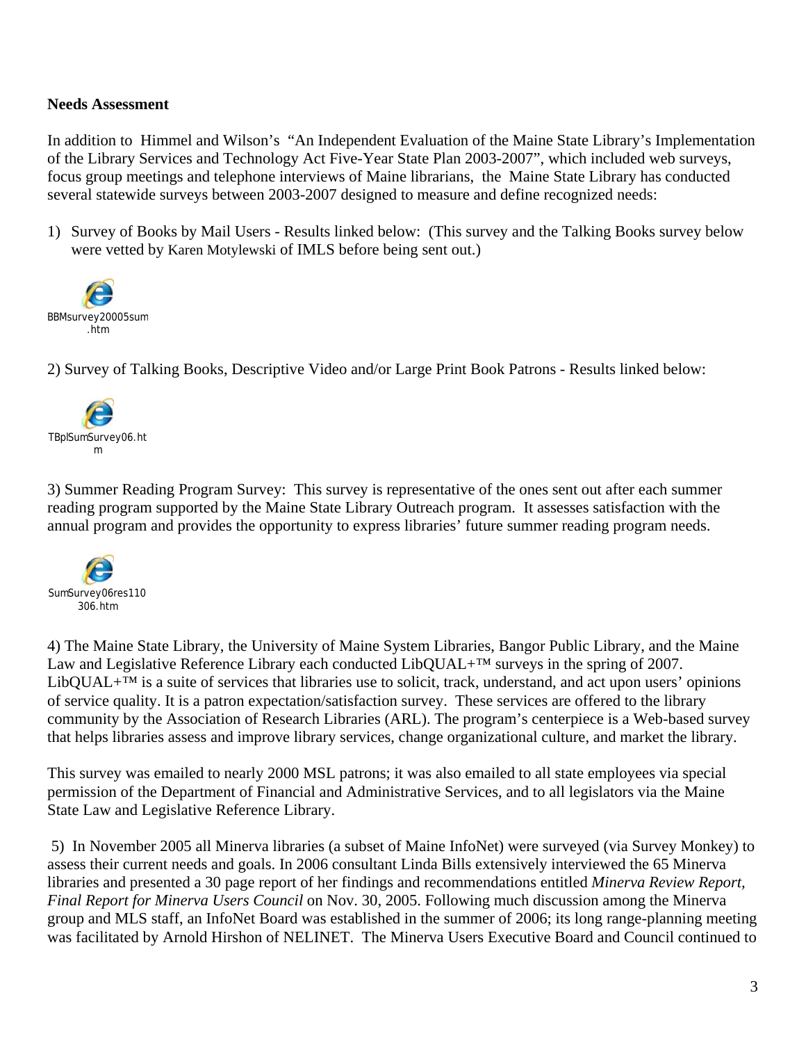**Needs Assessment**

In addition to Himmel and Wilson's "An Independent Evaluation of the Maine State Library's Implementation of the Library Services and Technology Act Five-Year State Plan 2003-2007", which included web surveys, focus group meetings and telephone interviews of Maine librarians, the Maine State Library has conducted several statewide surveys between 2003-2007 designed to measure and define recognized needs:

1) Survey of Books by Mail Users - Results linked below: (This survey and the Talking Books survey below were vetted by Karen Motylewski of IMLS before being sent out.)

BBMsurvey20005sum.htm

2) Survey of Talking Books, Descriptive Video and/or Large Print Book Patrons - Results linked below:

TBplSumSurvey06.htm

3) Summer Reading Program Survey: This survey is representative of the ones sent out after each summer reading program supported by the Maine State Library Outreach program. It assesses satisfaction with the annual program and provides the opportunity to express libraries' future summer reading program needs.

SumSurvey06res110306.htm

4) The Maine State Library, the University of Maine System Libraries, Bangor Public Library, and the Maine Law and Legislative Reference Library each conducted LibQUAL+™ surveys in the spring of 2007. LibQUAL+™ is a suite of services that libraries use to solicit, track, understand, and act upon users' opinions of service quality. It is a patron expectation/satisfaction survey. These services are offered to the library community by the Association of Research Libraries (ARL). The program's centerpiece is a Web-based survey that helps libraries assess and improve library services, change organizational culture, and market the library.

This survey was emailed to nearly 2000 MSL patrons; it was also emailed to all state employees via special permission of the Department of Financial and Administrative Services, and to all legislators via the Maine State Law and Legislative Reference Library.

5) In November 2005 all Minerva libraries (a subset of Maine InfoNet) were surveyed (via Survey Monkey) to assess their current needs and goals. In 2006 consultant Linda Bills extensively interviewed the 65 Minerva libraries and presented a 30 page report of her findings and recommendations entitled *Minerva Review Report, Final Report for Minerva Users Council* on Nov. 30, 2005. Following much discussion among the Minerva group and MLS staff, an InfoNet Board was established in the summer of 2006; its long range-planning meeting was facilitated by Arnold Hirshon of NELINET. The Minerva Users Executive Board and Council continued to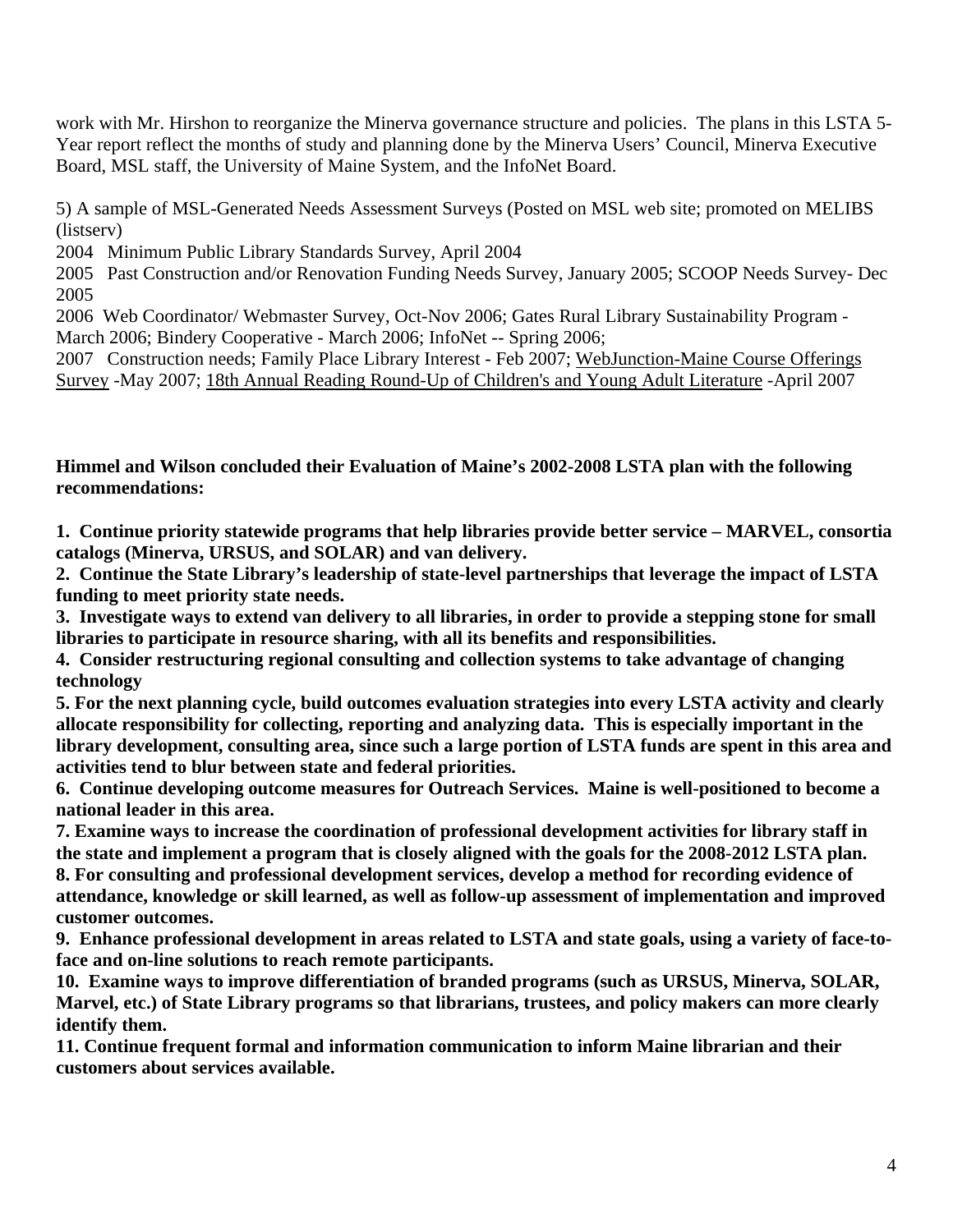work with Mr. Hirshon to reorganize the Minerva governance structure and policies. The plans in this LSTA 5-Year report reflect the months of study and planning done by the Minerva Users' Council, Minerva Executive Board, MSL staff, the University of Maine System, and the InfoNet Board.

5) A sample of MSL-Generated Needs Assessment Surveys (Posted on MSL web site; promoted on MELIBS (listserv)

2004 Minimum Public Library Standards Survey, April 2004

2005 Past Construction and/or Renovation Funding Needs Survey, January 2005; SCOOP Needs Survey- Dec 2005

2006 Web Coordinator/ Webmaster Survey, Oct-Nov 2006; Gates Rural Library Sustainability Program - March 2006; Bindery Cooperative - March 2006; InfoNet -- Spring 2006;

2007 Construction needs; Family Place Library Interest - Feb 2007; WebJunction-Maine Course Offerings Survey -May 2007; 18th Annual Reading Round-Up of Children's and Young Adult Literature -April 2007

**Himmel and Wilson concluded their Evaluation of Maine's 2002-2008 LSTA plan with the following recommendations:**

**1. Continue priority statewide programs that help libraries provide better service – MARVEL, consortia catalogs (Minerva, URSUS, and SOLAR) and van delivery.**

**2. Continue the State Library's leadership of state-level partnerships that leverage the impact of LSTA funding to meet priority state needs.**

**3. Investigate ways to extend van delivery to all libraries, in order to provide a stepping stone for small libraries to participate in resource sharing, with all its benefits and responsibilities.**

**4. Consider restructuring regional consulting and collection systems to take advantage of changing technology**

**5. For the next planning cycle, build outcomes evaluation strategies into every LSTA activity and clearly allocate responsibility for collecting, reporting and analyzing data. This is especially important in the library development, consulting area, since such a large portion of LSTA funds are spent in this area and activities tend to blur between state and federal priorities.**

**6. Continue developing outcome measures for Outreach Services. Maine is well-positioned to become a national leader in this area.**

**7. Examine ways to increase the coordination of professional development activities for library staff in the state and implement a program that is closely aligned with the goals for the 2008-2012 LSTA plan.**

**8. For consulting and professional development services, develop a method for recording evidence of attendance, knowledge or skill learned, as well as follow-up assessment of implementation and improved customer outcomes.**

**9. Enhance professional development in areas related to LSTA and state goals, using a variety of face-to-face and on-line solutions to reach remote participants.**

**10. Examine ways to improve differentiation of branded programs (such as URSUS, Minerva, SOLAR, Marvel, etc.) of State Library programs so that librarians, trustees, and policy makers can more clearly identify them.**

**11. Continue frequent formal and information communication to inform Maine librarian and their customers about services available.**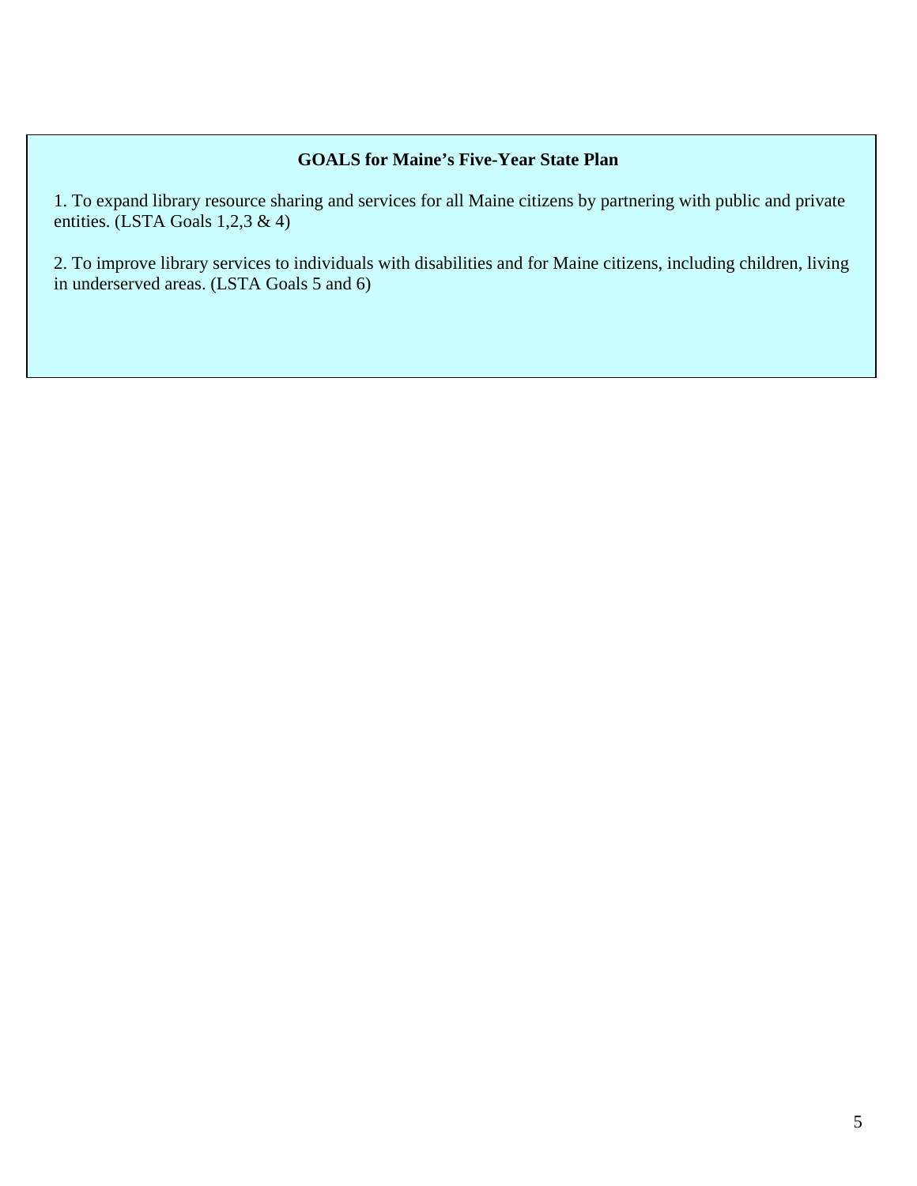**GOALS for Maine's Five-Year State Plan**

1. To expand library resource sharing and services for all Maine citizens by partnering with public and private entities. (LSTA Goals 1,2,3 & 4)

2. To improve library services to individuals with disabilities and for Maine citizens, including children, living in underserved areas. (LSTA Goals 5 and 6)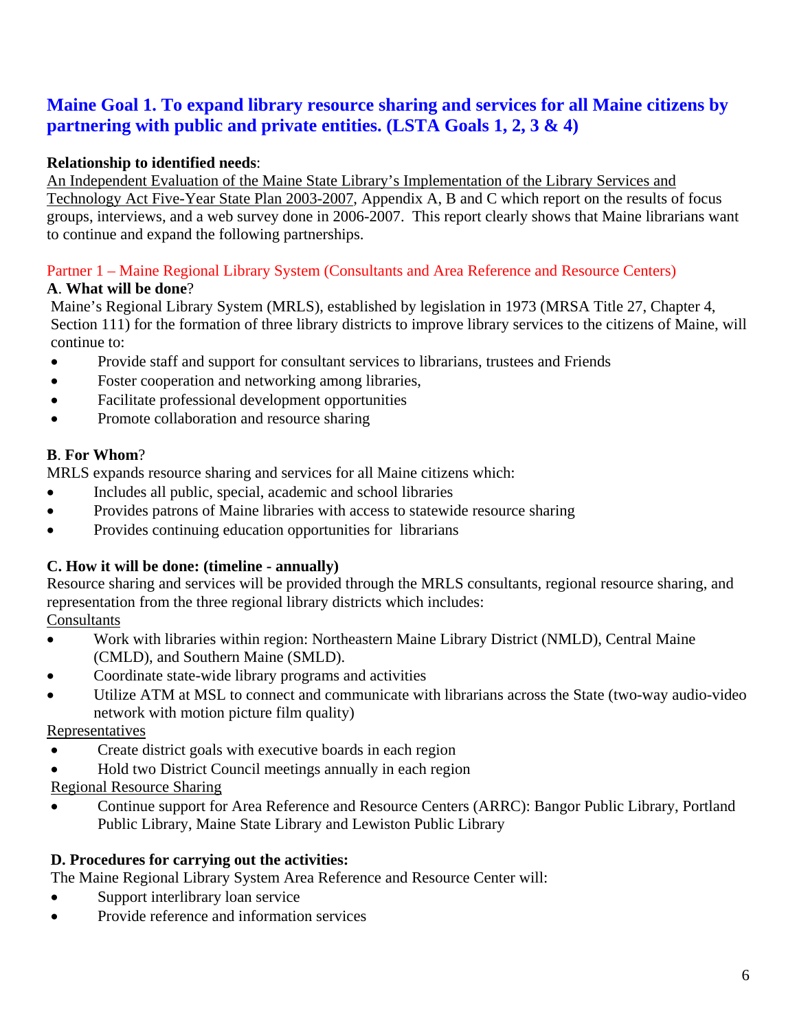## Maine Goal 1. To expand library resource sharing and services for all Maine citizens by partnering with public and private entities. (LSTA Goals 1, 2, 3 & 4)

**Relationship to identified needs**:
An Independent Evaluation of the Maine State Library's Implementation of the Library Services and Technology Act Five-Year State Plan 2003-2007, Appendix A, B and C which report on the results of focus groups, interviews, and a web survey done in 2006-2007. This report clearly shows that Maine librarians want to continue and expand the following partnerships.

### Partner 1 – Maine Regional Library System (Consultants and Area Reference and Resource Centers)

**A**. **What will be done**?
Maine's Regional Library System (MRLS), established by legislation in 1973 (MRSA Title 27, Chapter 4, Section 111) for the formation of three library districts to improve library services to the citizens of Maine, will continue to:

- Provide staff and support for consultant services to librarians, trustees and Friends
- Foster cooperation and networking among libraries,
- Facilitate professional development opportunities
- Promote collaboration and resource sharing

**B**. **For Whom**?
MRLS expands resource sharing and services for all Maine citizens which:

- Includes all public, special, academic and school libraries
- Provides patrons of Maine libraries with access to statewide resource sharing
- Provides continuing education opportunities for librarians

**C. How it will be done: (timeline - annually)**
Resource sharing and services will be provided through the MRLS consultants, regional resource sharing, and representation from the three regional library districts which includes:

Consultants

- Work with libraries within region: Northeastern Maine Library District (NMLD), Central Maine (CMLD), and Southern Maine (SMLD).
- Coordinate state-wide library programs and activities
- Utilize ATM at MSL to connect and communicate with librarians across the State (two-way audio-video network with motion picture film quality)

Representatives

- Create district goals with executive boards in each region
- Hold two District Council meetings annually in each region

Regional Resource Sharing

- Continue support for Area Reference and Resource Centers (ARRC): Bangor Public Library, Portland Public Library, Maine State Library and Lewiston Public Library

**D. Procedures for carrying out the activities:**
The Maine Regional Library System Area Reference and Resource Center will:

- Support interlibrary loan service
- Provide reference and information services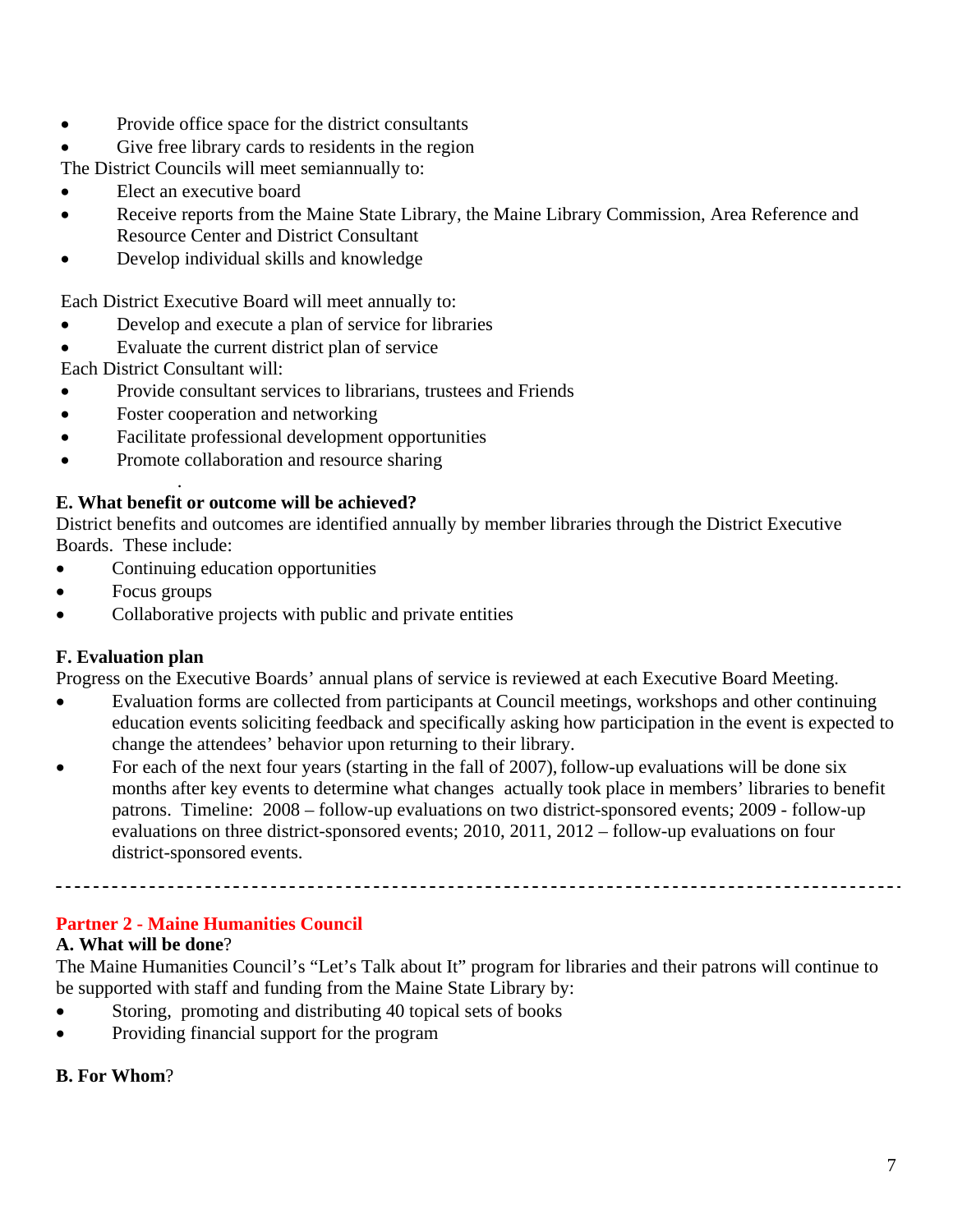- Provide office space for the district consultants
- Give free library cards to residents in the region

The District Councils will meet semiannually to:

- Elect an executive board
- Receive reports from the Maine State Library, the Maine Library Commission, Area Reference and Resource Center and District Consultant
- Develop individual skills and knowledge

Each District Executive Board will meet annually to:

- Develop and execute a plan of service for libraries
- Evaluate the current district plan of service

Each District Consultant will:

- Provide consultant services to librarians, trustees and Friends
- Foster cooperation and networking
- Facilitate professional development opportunities
- Promote collaboration and resource sharing

**E. What benefit or outcome will be achieved?**

District benefits and outcomes are identified annually by member libraries through the District Executive Boards. These include:

- Continuing education opportunities
- Focus groups
- Collaborative projects with public and private entities

**F. Evaluation plan**

Progress on the Executive Boards' annual plans of service is reviewed at each Executive Board Meeting.

- Evaluation forms are collected from participants at Council meetings, workshops and other continuing education events soliciting feedback and specifically asking how participation in the event is expected to change the attendees' behavior upon returning to their library.
- For each of the next four years (starting in the fall of 2007), follow-up evaluations will be done six months after key events to determine what changes actually took place in members' libraries to benefit patrons. Timeline: 2008 – follow-up evaluations on two district-sponsored events; 2009 - follow-up evaluations on three district-sponsored events; 2010, 2011, 2012 – follow-up evaluations on four district-sponsored events.

---

## Partner 2 - Maine Humanities Council

**A. What will be done?**

The Maine Humanities Council's "Let's Talk about It" program for libraries and their patrons will continue to be supported with staff and funding from the Maine State Library by:

- Storing, promoting and distributing 40 topical sets of books
- Providing financial support for the program

**B. For Whom?**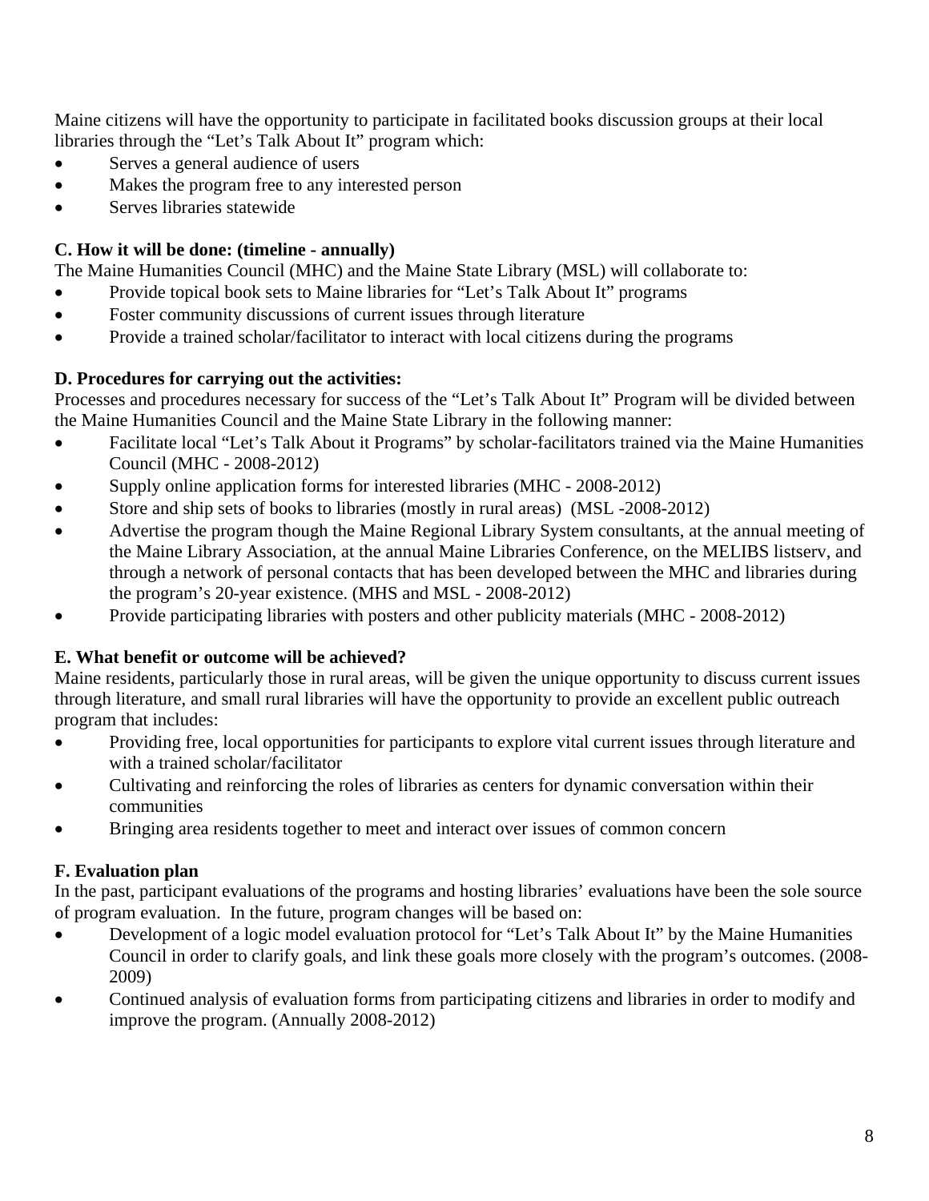Maine citizens will have the opportunity to participate in facilitated books discussion groups at their local libraries through the "Let's Talk About It" program which:

- Serves a general audience of users
- Makes the program free to any interested person
- Serves libraries statewide

**C. How it will be done: (timeline - annually)**

The Maine Humanities Council (MHC) and the Maine State Library (MSL) will collaborate to:

- Provide topical book sets to Maine libraries for "Let's Talk About It" programs
- Foster community discussions of current issues through literature
- Provide a trained scholar/facilitator to interact with local citizens during the programs

**D. Procedures for carrying out the activities:**

Processes and procedures necessary for success of the "Let's Talk About It" Program will be divided between the Maine Humanities Council and the Maine State Library in the following manner:

- Facilitate local "Let's Talk About it Programs" by scholar-facilitators trained via the Maine Humanities Council (MHC - 2008-2012)
- Supply online application forms for interested libraries (MHC - 2008-2012)
- Store and ship sets of books to libraries (mostly in rural areas) (MSL -2008-2012)
- Advertise the program though the Maine Regional Library System consultants, at the annual meeting of the Maine Library Association, at the annual Maine Libraries Conference, on the MELIBS listserv, and through a network of personal contacts that has been developed between the MHC and libraries during the program's 20-year existence. (MHS and MSL - 2008-2012)
- Provide participating libraries with posters and other publicity materials (MHC - 2008-2012)

**E. What benefit or outcome will be achieved?**

Maine residents, particularly those in rural areas, will be given the unique opportunity to discuss current issues through literature, and small rural libraries will have the opportunity to provide an excellent public outreach program that includes:

- Providing free, local opportunities for participants to explore vital current issues through literature and with a trained scholar/facilitator
- Cultivating and reinforcing the roles of libraries as centers for dynamic conversation within their communities
- Bringing area residents together to meet and interact over issues of common concern

**F. Evaluation plan**

In the past, participant evaluations of the programs and hosting libraries' evaluations have been the sole source of program evaluation. In the future, program changes will be based on:

- Development of a logic model evaluation protocol for "Let's Talk About It" by the Maine Humanities Council in order to clarify goals, and link these goals more closely with the program's outcomes. (2008-2009)
- Continued analysis of evaluation forms from participating citizens and libraries in order to modify and improve the program. (Annually 2008-2012)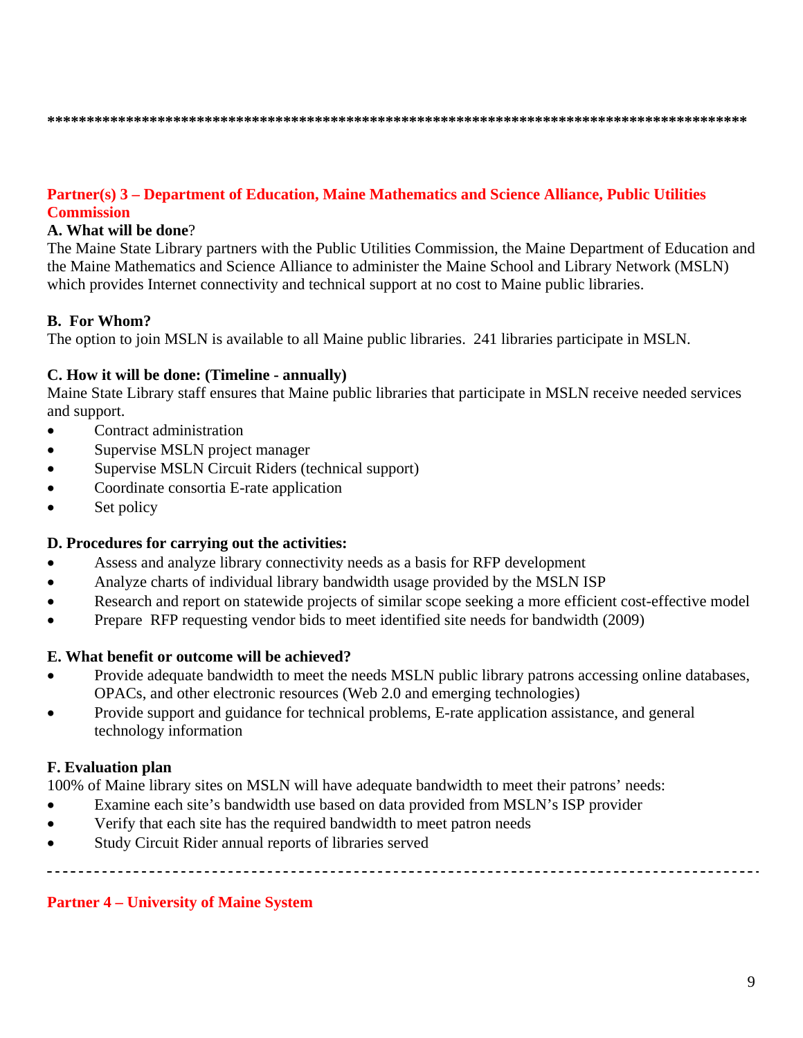*******************************************************************************************

## Partner(s) 3 – Department of Education, Maine Mathematics and Science Alliance, Public Utilities Commission

**A. What will be done**?

The Maine State Library partners with the Public Utilities Commission, the Maine Department of Education and the Maine Mathematics and Science Alliance to administer the Maine School and Library Network (MSLN) which provides Internet connectivity and technical support at no cost to Maine public libraries.

**B. For Whom?**

The option to join MSLN is available to all Maine public libraries. 241 libraries participate in MSLN.

**C. How it will be done: (Timeline - annually)**

Maine State Library staff ensures that Maine public libraries that participate in MSLN receive needed services and support.

- Contract administration
- Supervise MSLN project manager
- Supervise MSLN Circuit Riders (technical support)
- Coordinate consortia E-rate application
- Set policy

**D. Procedures for carrying out the activities:**

- Assess and analyze library connectivity needs as a basis for RFP development
- Analyze charts of individual library bandwidth usage provided by the MSLN ISP
- Research and report on statewide projects of similar scope seeking a more efficient cost-effective model
- Prepare RFP requesting vendor bids to meet identified site needs for bandwidth (2009)

**E. What benefit or outcome will be achieved?**

- Provide adequate bandwidth to meet the needs MSLN public library patrons accessing online databases, OPACs, and other electronic resources (Web 2.0 and emerging technologies)
- Provide support and guidance for technical problems, E-rate application assistance, and general technology information

**F. Evaluation plan**

100% of Maine library sites on MSLN will have adequate bandwidth to meet their patrons' needs:

- Examine each site's bandwidth use based on data provided from MSLN's ISP provider
- Verify that each site has the required bandwidth to meet patron needs
- Study Circuit Rider annual reports of libraries served

---

## Partner 4 – University of Maine System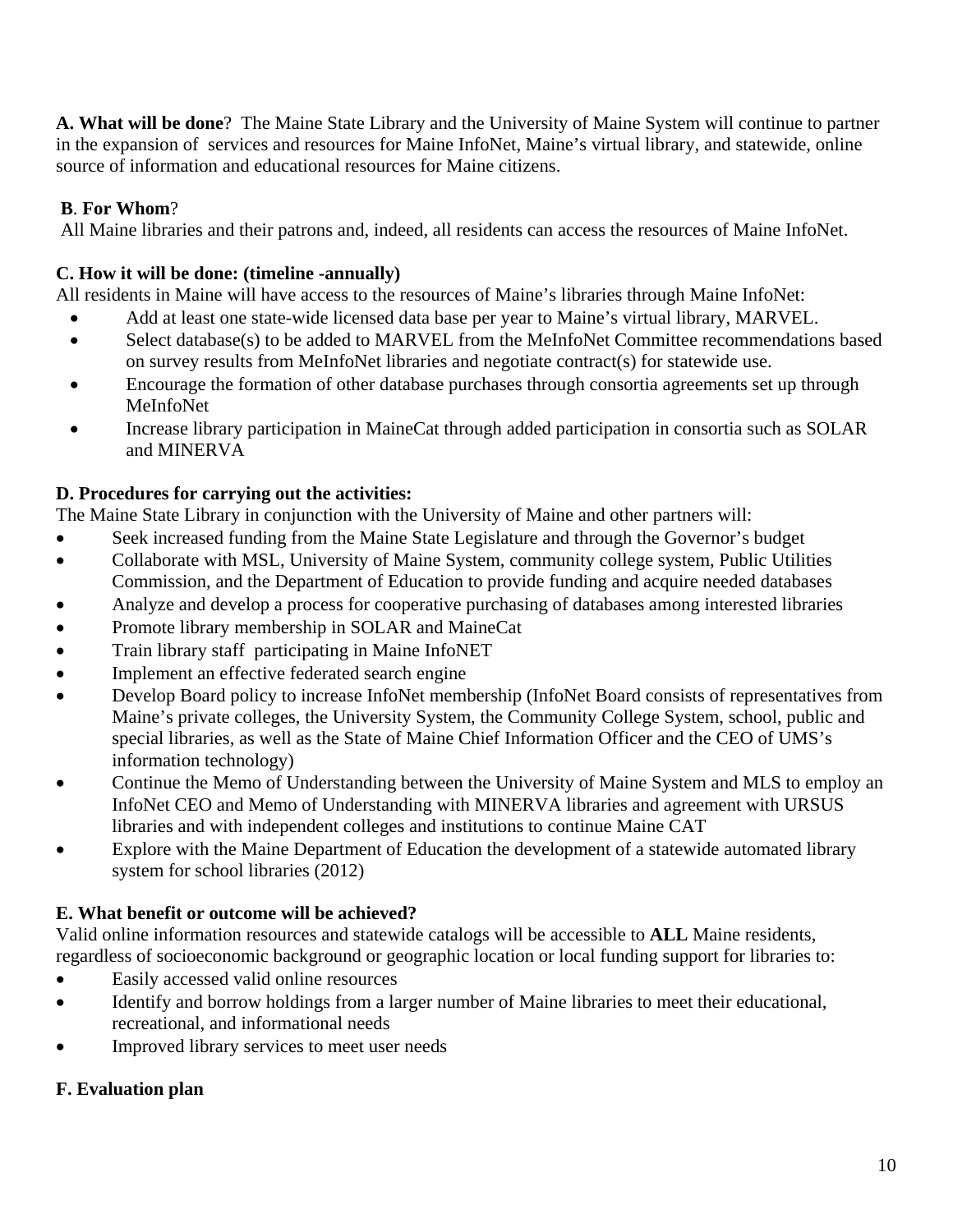**A. What will be done**? The Maine State Library and the University of Maine System will continue to partner in the expansion of services and resources for Maine InfoNet, Maine's virtual library, and statewide, online source of information and educational resources for Maine citizens.

**B**. **For Whom**?

All Maine libraries and their patrons and, indeed, all residents can access the resources of Maine InfoNet.

**C. How it will be done: (timeline -annually)**

All residents in Maine will have access to the resources of Maine's libraries through Maine InfoNet:

- Add at least one state-wide licensed data base per year to Maine's virtual library, MARVEL.
- Select database(s) to be added to MARVEL from the MeInfoNet Committee recommendations based on survey results from MeInfoNet libraries and negotiate contract(s) for statewide use.
- Encourage the formation of other database purchases through consortia agreements set up through MeInfoNet
- Increase library participation in MaineCat through added participation in consortia such as SOLAR and MINERVA

**D. Procedures for carrying out the activities:**

The Maine State Library in conjunction with the University of Maine and other partners will:

- Seek increased funding from the Maine State Legislature and through the Governor's budget
- Collaborate with MSL, University of Maine System, community college system, Public Utilities Commission, and the Department of Education to provide funding and acquire needed databases
- Analyze and develop a process for cooperative purchasing of databases among interested libraries
- Promote library membership in SOLAR and MaineCat
- Train library staff participating in Maine InfoNET
- Implement an effective federated search engine
- Develop Board policy to increase InfoNet membership (InfoNet Board consists of representatives from Maine's private colleges, the University System, the Community College System, school, public and special libraries, as well as the State of Maine Chief Information Officer and the CEO of UMS's information technology)
- Continue the Memo of Understanding between the University of Maine System and MLS to employ an InfoNet CEO and Memo of Understanding with MINERVA libraries and agreement with URSUS libraries and with independent colleges and institutions to continue Maine CAT
- Explore with the Maine Department of Education the development of a statewide automated library system for school libraries (2012)

**E. What benefit or outcome will be achieved?**

Valid online information resources and statewide catalogs will be accessible to **ALL** Maine residents, regardless of socioeconomic background or geographic location or local funding support for libraries to:

- Easily accessed valid online resources
- Identify and borrow holdings from a larger number of Maine libraries to meet their educational, recreational, and informational needs
- Improved library services to meet user needs

**F. Evaluation plan**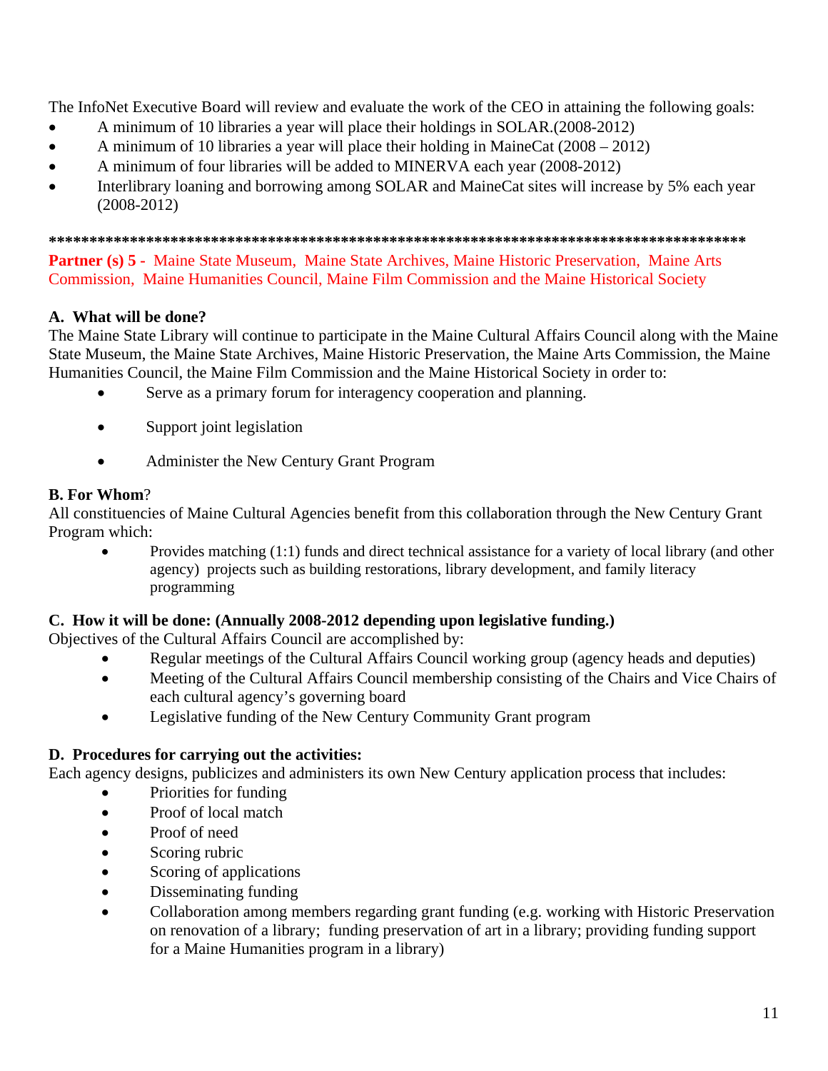The InfoNet Executive Board will review and evaluate the work of the CEO in attaining the following goals:

- A minimum of 10 libraries a year will place their holdings in SOLAR.(2008-2012)
- A minimum of 10 libraries a year will place their holding in MaineCat (2008 – 2012)
- A minimum of four libraries will be added to MINERVA each year (2008-2012)
- Interlibrary loaning and borrowing among SOLAR and MaineCat sites will increase by 5% each year (2008-2012)

**************************************************************************************

**Partner (s) 5 -** Maine State Museum, Maine State Archives, Maine Historic Preservation, Maine Arts Commission, Maine Humanities Council, Maine Film Commission and the Maine Historical Society

**A. What will be done?**

The Maine State Library will continue to participate in the Maine Cultural Affairs Council along with the Maine State Museum, the Maine State Archives, Maine Historic Preservation, the Maine Arts Commission, the Maine Humanities Council, the Maine Film Commission and the Maine Historical Society in order to:

- Serve as a primary forum for interagency cooperation and planning.
- Support joint legislation
- Administer the New Century Grant Program

**B. For Whom**?

All constituencies of Maine Cultural Agencies benefit from this collaboration through the New Century Grant Program which:

- Provides matching (1:1) funds and direct technical assistance for a variety of local library (and other agency) projects such as building restorations, library development, and family literacy programming

**C. How it will be done: (Annually 2008-2012 depending upon legislative funding.)**

Objectives of the Cultural Affairs Council are accomplished by:

- Regular meetings of the Cultural Affairs Council working group (agency heads and deputies)
- Meeting of the Cultural Affairs Council membership consisting of the Chairs and Vice Chairs of each cultural agency's governing board
- Legislative funding of the New Century Community Grant program

**D. Procedures for carrying out the activities:**

Each agency designs, publicizes and administers its own New Century application process that includes:

- Priorities for funding
- Proof of local match
- Proof of need
- Scoring rubric
- Scoring of applications
- Disseminating funding
- Collaboration among members regarding grant funding (e.g. working with Historic Preservation on renovation of a library; funding preservation of art in a library; providing funding support for a Maine Humanities program in a library)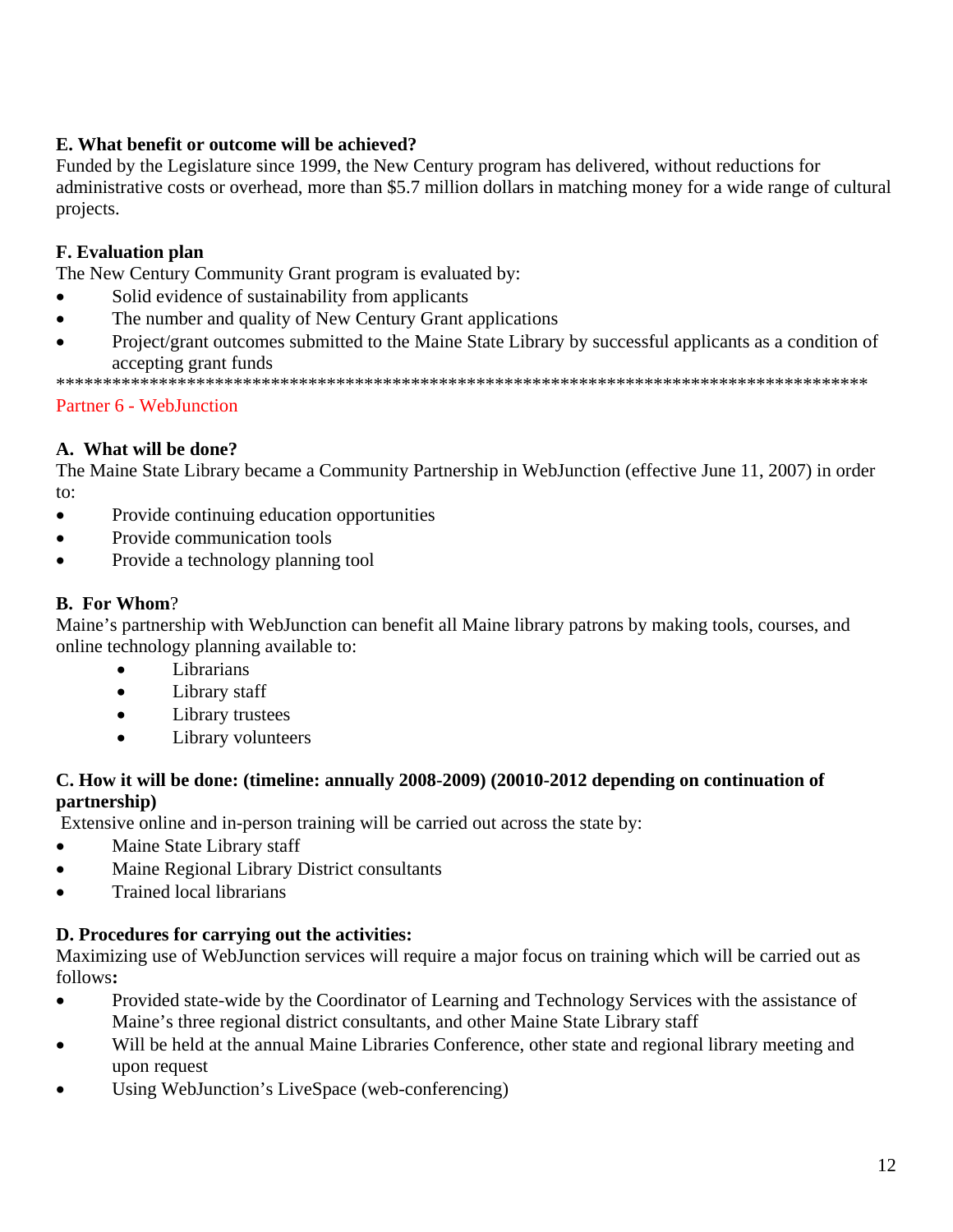**E. What benefit or outcome will be achieved?**

Funded by the Legislature since 1999, the New Century program has delivered, without reductions for administrative costs or overhead, more than $5.7 million dollars in matching money for a wide range of cultural projects.

**F. Evaluation plan**

The New Century Community Grant program is evaluated by:

- Solid evidence of sustainability from applicants
- The number and quality of New Century Grant applications
- Project/grant outcomes submitted to the Maine State Library by successful applicants as a condition of accepting grant funds

*****************************************************************************************

Partner 6 - WebJunction

**A. What will be done?**

The Maine State Library became a Community Partnership in WebJunction (effective June 11, 2007) in order to:

- Provide continuing education opportunities
- Provide communication tools
- Provide a technology planning tool

**B. For Whom**?

Maine's partnership with WebJunction can benefit all Maine library patrons by making tools, courses, and online technology planning available to:

- Librarians
- Library staff
- Library trustees
- Library volunteers

**C. How it will be done: (timeline: annually 2008-2009) (20010-2012 depending on continuation of partnership)**

Extensive online and in-person training will be carried out across the state by:

- Maine State Library staff
- Maine Regional Library District consultants
- Trained local librarians

**D. Procedures for carrying out the activities:**

Maximizing use of WebJunction services will require a major focus on training which will be carried out as follows**:**

- Provided state-wide by the Coordinator of Learning and Technology Services with the assistance of Maine's three regional district consultants, and other Maine State Library staff
- Will be held at the annual Maine Libraries Conference, other state and regional library meeting and upon request
- Using WebJunction's LiveSpace (web-conferencing)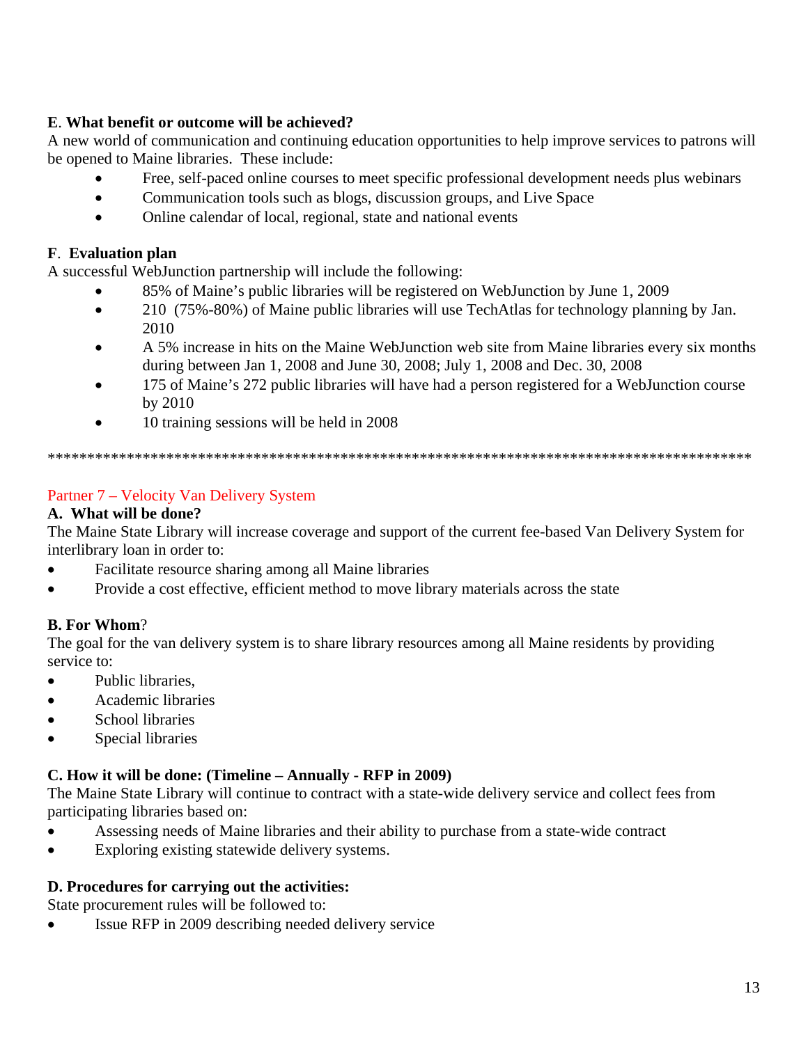**E**. **What benefit or outcome will be achieved?**

A new world of communication and continuing education opportunities to help improve services to patrons will be opened to Maine libraries. These include:

- Free, self-paced online courses to meet specific professional development needs plus webinars
- Communication tools such as blogs, discussion groups, and Live Space
- Online calendar of local, regional, state and national events

**F**. **Evaluation plan**

A successful WebJunction partnership will include the following:

- 85% of Maine's public libraries will be registered on WebJunction by June 1, 2009
- 210 (75%-80%) of Maine public libraries will use TechAtlas for technology planning by Jan. 2010
- A 5% increase in hits on the Maine WebJunction web site from Maine libraries every six months during between Jan 1, 2008 and June 30, 2008; July 1, 2008 and Dec. 30, 2008
- 175 of Maine's 272 public libraries will have had a person registered for a WebJunction course by 2010
- 10 training sessions will be held in 2008

*******************************************************************************************

Partner 7 – Velocity Van Delivery System

**A. What will be done?**

The Maine State Library will increase coverage and support of the current fee-based Van Delivery System for interlibrary loan in order to:

- Facilitate resource sharing among all Maine libraries
- Provide a cost effective, efficient method to move library materials across the state

**B. For Whom**?

The goal for the van delivery system is to share library resources among all Maine residents by providing service to:

- Public libraries,
- Academic libraries
- School libraries
- Special libraries

**C. How it will be done: (Timeline – Annually - RFP in 2009)**

The Maine State Library will continue to contract with a state-wide delivery service and collect fees from participating libraries based on:

- Assessing needs of Maine libraries and their ability to purchase from a state-wide contract
- Exploring existing statewide delivery systems.

**D. Procedures for carrying out the activities:**

State procurement rules will be followed to:

- Issue RFP in 2009 describing needed delivery service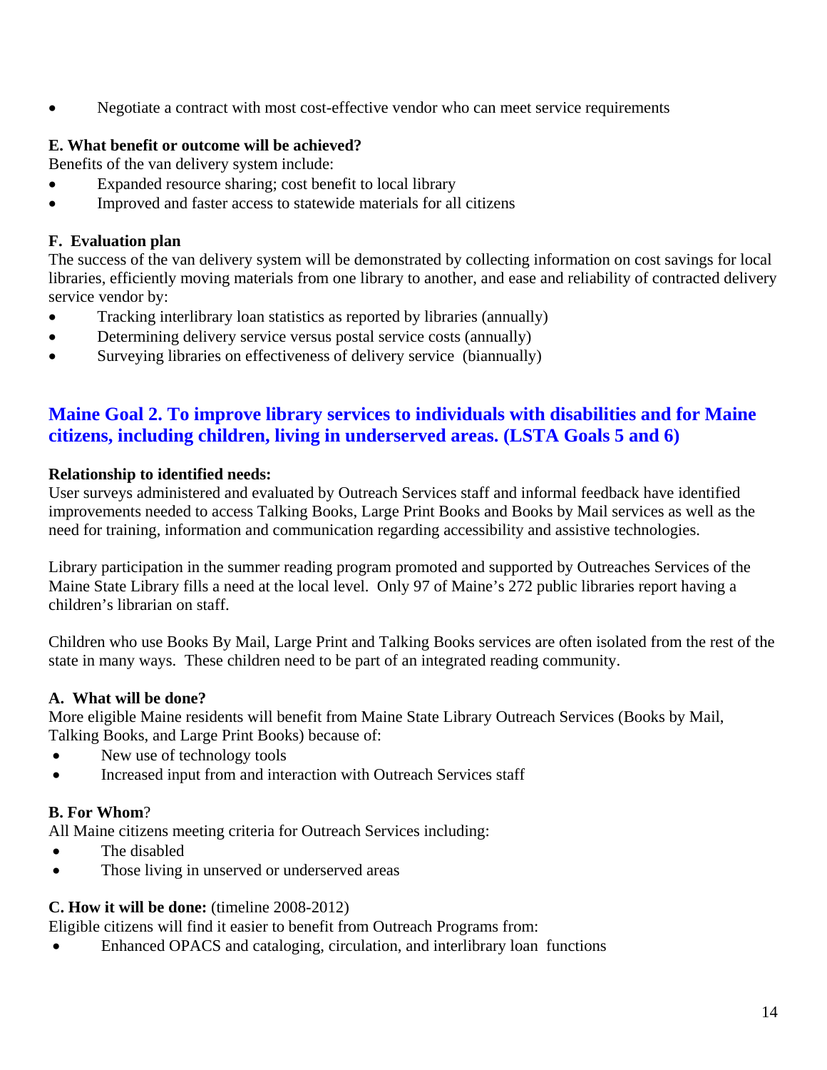- Negotiate a contract with most cost-effective vendor who can meet service requirements

**E. What benefit or outcome will be achieved?**

Benefits of the van delivery system include:

- Expanded resource sharing; cost benefit to local library
- Improved and faster access to statewide materials for all citizens

**F. Evaluation plan**

The success of the van delivery system will be demonstrated by collecting information on cost savings for local libraries, efficiently moving materials from one library to another, and ease and reliability of contracted delivery service vendor by:

- Tracking interlibrary loan statistics as reported by libraries (annually)
- Determining delivery service versus postal service costs (annually)
- Surveying libraries on effectiveness of delivery service (biannually)

## Maine Goal 2. To improve library services to individuals with disabilities and for Maine citizens, including children, living in underserved areas. (LSTA Goals 5 and 6)

**Relationship to identified needs:**

User surveys administered and evaluated by Outreach Services staff and informal feedback have identified improvements needed to access Talking Books, Large Print Books and Books by Mail services as well as the need for training, information and communication regarding accessibility and assistive technologies.

Library participation in the summer reading program promoted and supported by Outreaches Services of the Maine State Library fills a need at the local level. Only 97 of Maine's 272 public libraries report having a children's librarian on staff.

Children who use Books By Mail, Large Print and Talking Books services are often isolated from the rest of the state in many ways. These children need to be part of an integrated reading community.

**A. What will be done?**

More eligible Maine residents will benefit from Maine State Library Outreach Services (Books by Mail, Talking Books, and Large Print Books) because of:

- New use of technology tools
- Increased input from and interaction with Outreach Services staff

**B. For Whom?**

All Maine citizens meeting criteria for Outreach Services including:

- The disabled
- Those living in unserved or underserved areas

**C. How it will be done:** (timeline 2008-2012)

Eligible citizens will find it easier to benefit from Outreach Programs from:

- Enhanced OPACS and cataloging, circulation, and interlibrary loan functions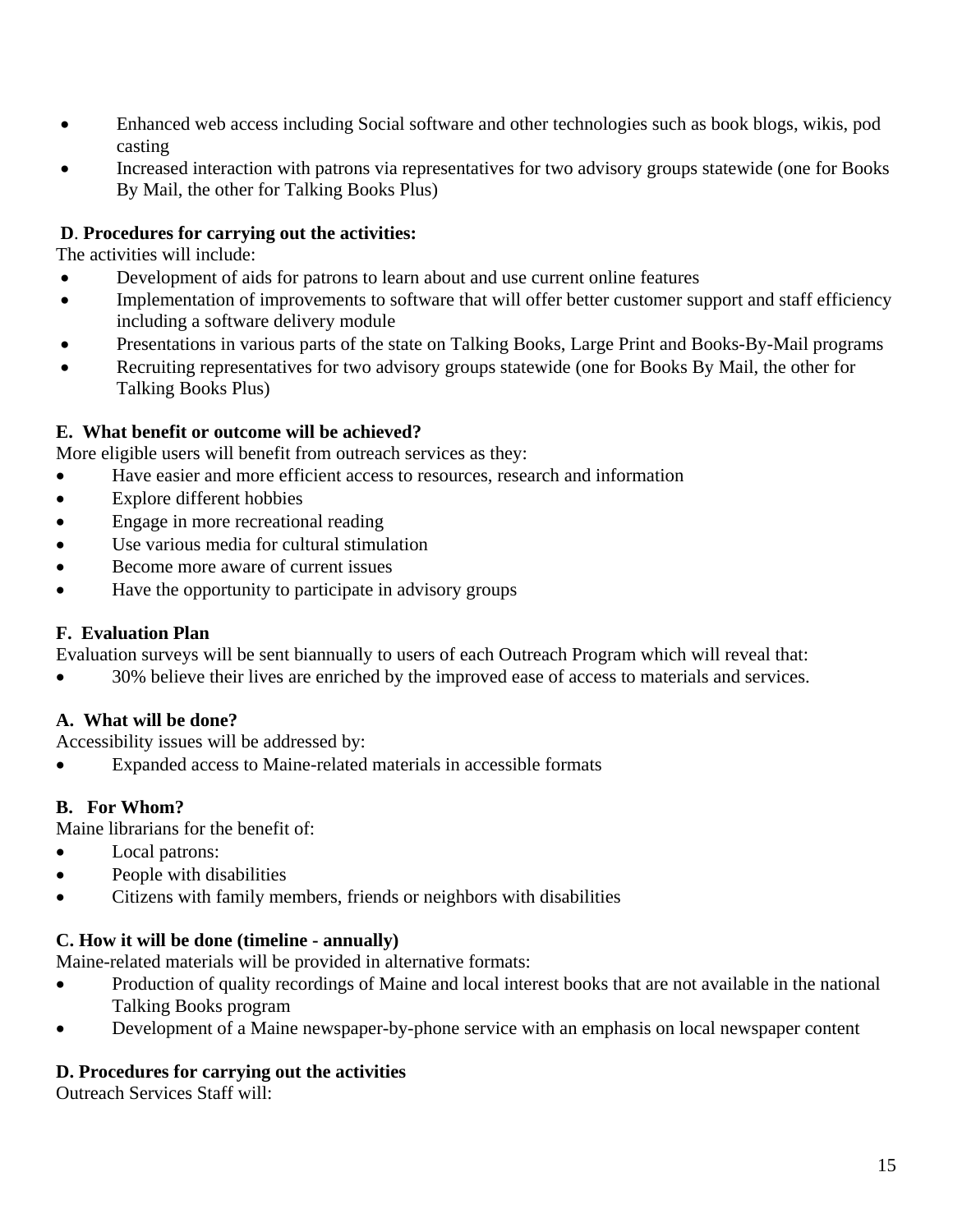- Enhanced web access including Social software and other technologies such as book blogs, wikis, pod casting
- Increased interaction with patrons via representatives for two advisory groups statewide (one for Books By Mail, the other for Talking Books Plus)

**D**. **Procedures for carrying out the activities:**

The activities will include:

- Development of aids for patrons to learn about and use current online features
- Implementation of improvements to software that will offer better customer support and staff efficiency including a software delivery module
- Presentations in various parts of the state on Talking Books, Large Print and Books-By-Mail programs
- Recruiting representatives for two advisory groups statewide (one for Books By Mail, the other for Talking Books Plus)

**E. What benefit or outcome will be achieved?**

More eligible users will benefit from outreach services as they:

- Have easier and more efficient access to resources, research and information
- Explore different hobbies
- Engage in more recreational reading
- Use various media for cultural stimulation
- Become more aware of current issues
- Have the opportunity to participate in advisory groups

**F. Evaluation Plan**

Evaluation surveys will be sent biannually to users of each Outreach Program which will reveal that:

- 30% believe their lives are enriched by the improved ease of access to materials and services.

**A. What will be done?**

Accessibility issues will be addressed by:

- Expanded access to Maine-related materials in accessible formats

**B. For Whom?**

Maine librarians for the benefit of:

- Local patrons:
- People with disabilities
- Citizens with family members, friends or neighbors with disabilities

**C. How it will be done (timeline - annually)**

Maine-related materials will be provided in alternative formats:

- Production of quality recordings of Maine and local interest books that are not available in the national Talking Books program
- Development of a Maine newspaper-by-phone service with an emphasis on local newspaper content

**D. Procedures for carrying out the activities**

Outreach Services Staff will: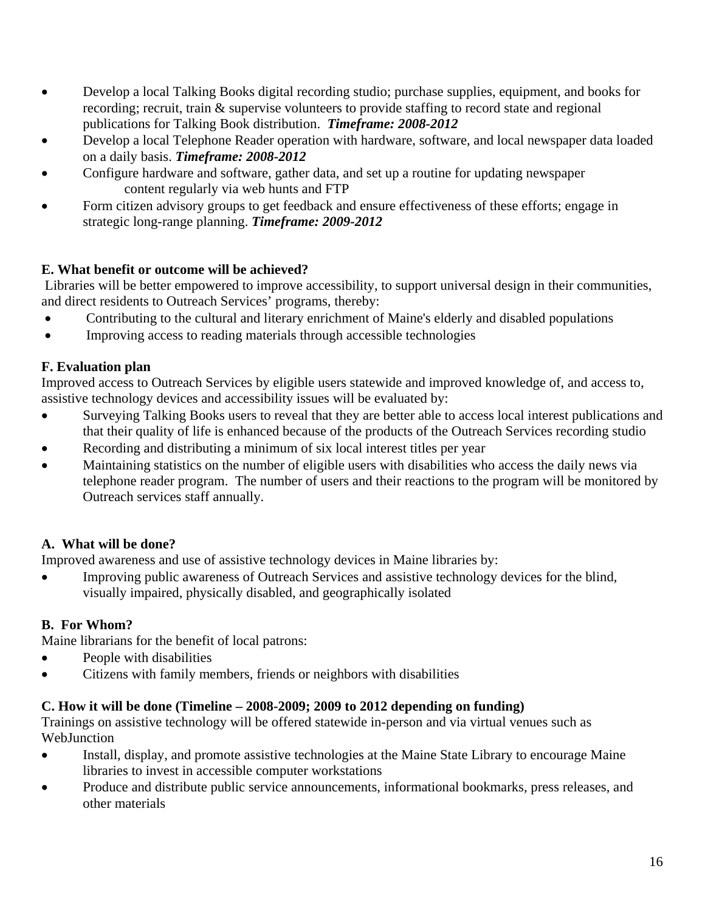- Develop a local Talking Books digital recording studio; purchase supplies, equipment, and books for recording; recruit, train & supervise volunteers to provide staffing to record state and regional publications for Talking Book distribution. ***Timeframe: 2008-2012***
- Develop a local Telephone Reader operation with hardware, software, and local newspaper data loaded on a daily basis. ***Timeframe: 2008-2012***
- Configure hardware and software, gather data, and set up a routine for updating newspaper content regularly via web hunts and FTP
- Form citizen advisory groups to get feedback and ensure effectiveness of these efforts; engage in strategic long-range planning. ***Timeframe: 2009-2012***

**E. What benefit or outcome will be achieved?**

Libraries will be better empowered to improve accessibility, to support universal design in their communities, and direct residents to Outreach Services' programs, thereby:

- Contributing to the cultural and literary enrichment of Maine's elderly and disabled populations
- Improving access to reading materials through accessible technologies

**F. Evaluation plan**

Improved access to Outreach Services by eligible users statewide and improved knowledge of, and access to, assistive technology devices and accessibility issues will be evaluated by:

- Surveying Talking Books users to reveal that they are better able to access local interest publications and that their quality of life is enhanced because of the products of the Outreach Services recording studio
- Recording and distributing a minimum of six local interest titles per year
- Maintaining statistics on the number of eligible users with disabilities who access the daily news via telephone reader program. The number of users and their reactions to the program will be monitored by Outreach services staff annually.

**A. What will be done?**

Improved awareness and use of assistive technology devices in Maine libraries by:

- Improving public awareness of Outreach Services and assistive technology devices for the blind, visually impaired, physically disabled, and geographically isolated

**B. For Whom?**

Maine librarians for the benefit of local patrons:

- People with disabilities
- Citizens with family members, friends or neighbors with disabilities

**C. How it will be done (Timeline – 2008-2009; 2009 to 2012 depending on funding)**

Trainings on assistive technology will be offered statewide in-person and via virtual venues such as WebJunction

- Install, display, and promote assistive technologies at the Maine State Library to encourage Maine libraries to invest in accessible computer workstations
- Produce and distribute public service announcements, informational bookmarks, press releases, and other materials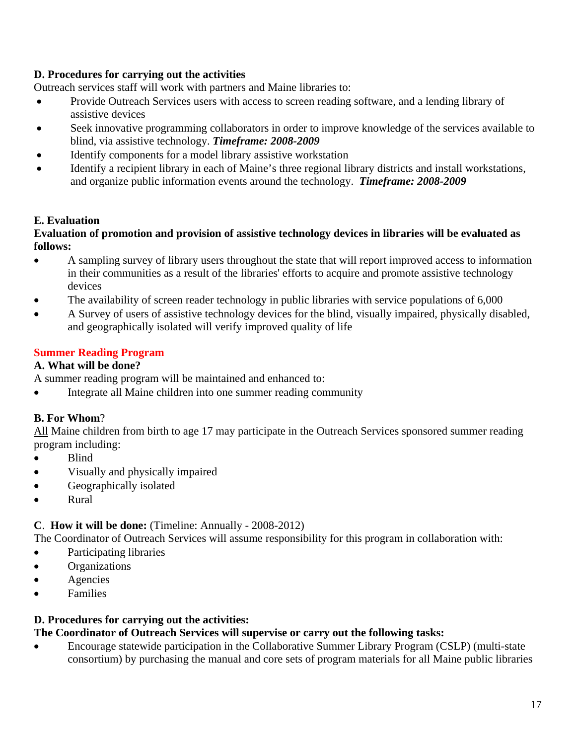**D. Procedures for carrying out the activities**

Outreach services staff will work with partners and Maine libraries to:

- Provide Outreach Services users with access to screen reading software, and a lending library of assistive devices
- Seek innovative programming collaborators in order to improve knowledge of the services available to blind, via assistive technology. ***Timeframe: 2008-2009***
- Identify components for a model library assistive workstation
- Identify a recipient library in each of Maine's three regional library districts and install workstations, and organize public information events around the technology. ***Timeframe: 2008-2009***

**E. Evaluation**

**Evaluation of promotion and provision of assistive technology devices in libraries will be evaluated as follows:**

- A sampling survey of library users throughout the state that will report improved access to information in their communities as a result of the libraries' efforts to acquire and promote assistive technology devices
- The availability of screen reader technology in public libraries with service populations of 6,000
- A Survey of users of assistive technology devices for the blind, visually impaired, physically disabled, and geographically isolated will verify improved quality of life

## Summer Reading Program

**A. What will be done?**

A summer reading program will be maintained and enhanced to:

- Integrate all Maine children into one summer reading community

**B. For Whom**?

All Maine children from birth to age 17 may participate in the Outreach Services sponsored summer reading program including:

- Blind
- Visually and physically impaired
- Geographically isolated
- Rural

**C**. **How it will be done:** (Timeline: Annually - 2008-2012)

The Coordinator of Outreach Services will assume responsibility for this program in collaboration with:

- Participating libraries
- Organizations
- Agencies
- Families

**D. Procedures for carrying out the activities:**

**The Coordinator of Outreach Services will supervise or carry out the following tasks:**

- Encourage statewide participation in the Collaborative Summer Library Program (CSLP) (multi-state consortium) by purchasing the manual and core sets of program materials for all Maine public libraries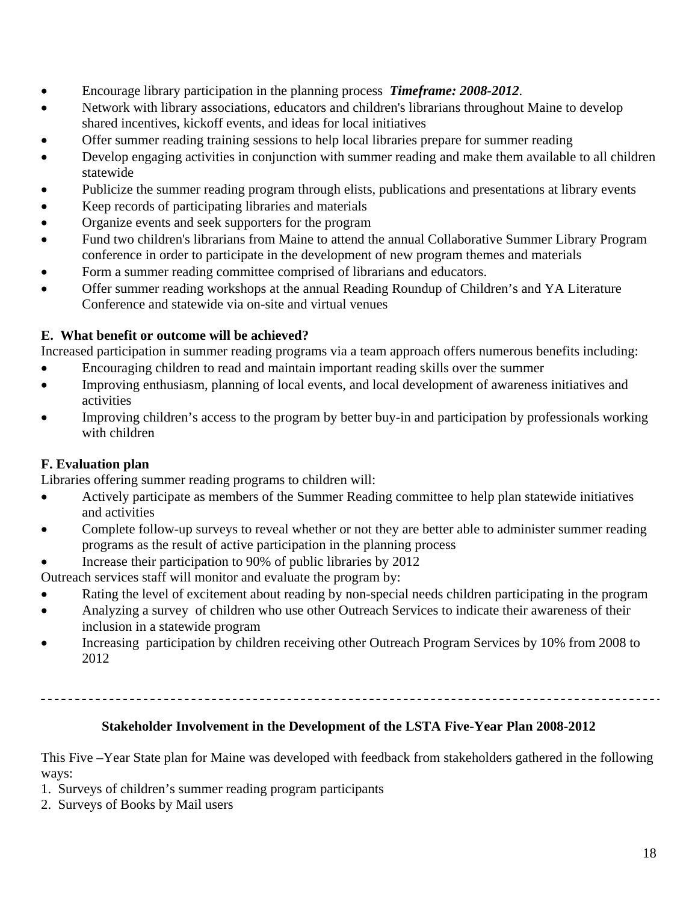- Encourage library participation in the planning process ***Timeframe: 2008-2012***.
- Network with library associations, educators and children's librarians throughout Maine to develop shared incentives, kickoff events, and ideas for local initiatives
- Offer summer reading training sessions to help local libraries prepare for summer reading
- Develop engaging activities in conjunction with summer reading and make them available to all children statewide
- Publicize the summer reading program through elists, publications and presentations at library events
- Keep records of participating libraries and materials
- Organize events and seek supporters for the program
- Fund two children's librarians from Maine to attend the annual Collaborative Summer Library Program conference in order to participate in the development of new program themes and materials
- Form a summer reading committee comprised of librarians and educators.
- Offer summer reading workshops at the annual Reading Roundup of Children's and YA Literature Conference and statewide via on-site and virtual venues

**E. What benefit or outcome will be achieved?**

Increased participation in summer reading programs via a team approach offers numerous benefits including:

- Encouraging children to read and maintain important reading skills over the summer
- Improving enthusiasm, planning of local events, and local development of awareness initiatives and activities
- Improving children's access to the program by better buy-in and participation by professionals working with children

**F. Evaluation plan**

Libraries offering summer reading programs to children will:

- Actively participate as members of the Summer Reading committee to help plan statewide initiatives and activities
- Complete follow-up surveys to reveal whether or not they are better able to administer summer reading programs as the result of active participation in the planning process
- Increase their participation to 90% of public libraries by 2012

Outreach services staff will monitor and evaluate the program by:

- Rating the level of excitement about reading by non-special needs children participating in the program
- Analyzing a survey of children who use other Outreach Services to indicate their awareness of their inclusion in a statewide program
- Increasing participation by children receiving other Outreach Program Services by 10% from 2008 to 2012

---

## Stakeholder Involvement in the Development of the LSTA Five-Year Plan 2008-2012

This Five –Year State plan for Maine was developed with feedback from stakeholders gathered in the following ways:

1. Surveys of children's summer reading program participants
2. Surveys of Books by Mail users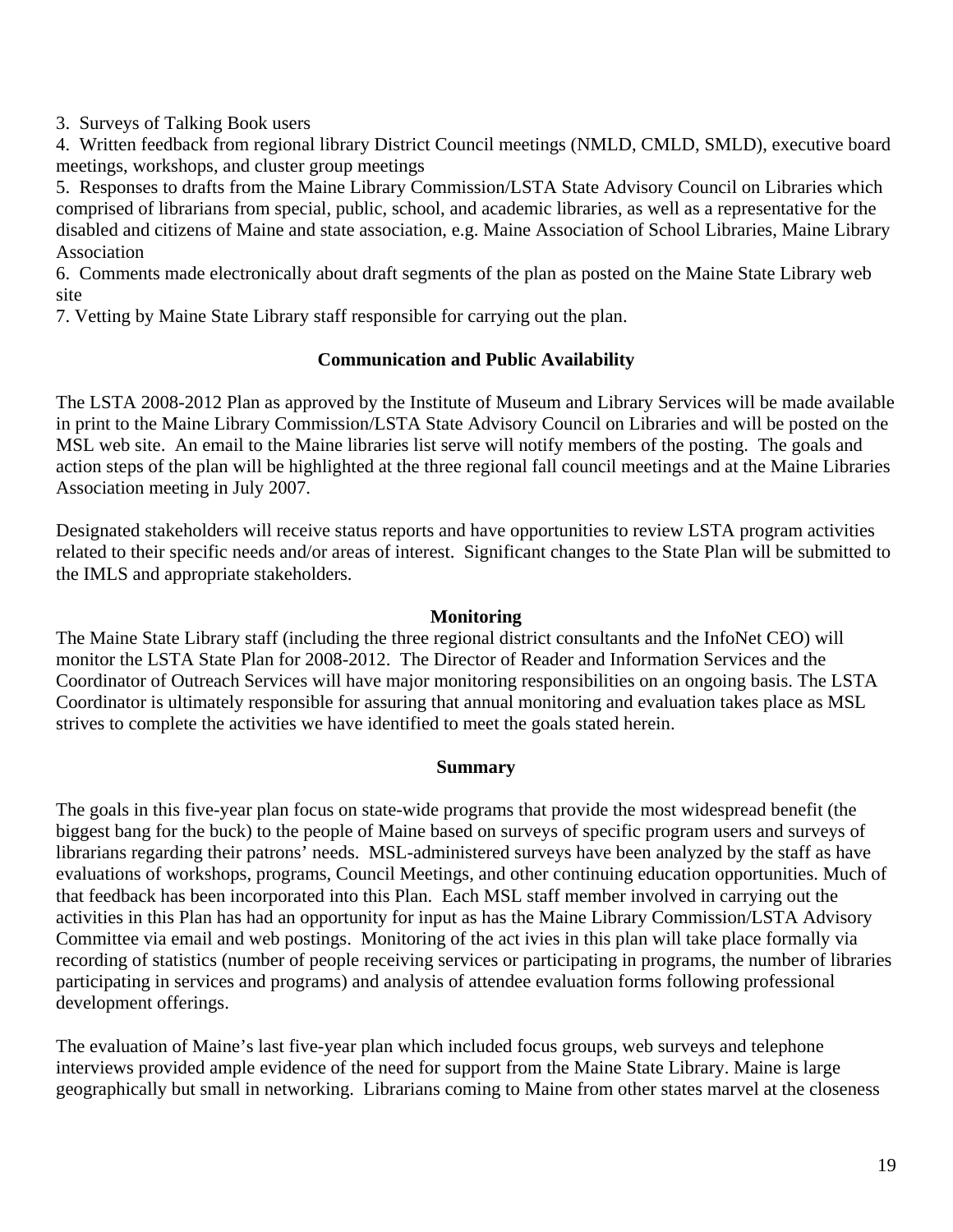3. Surveys of Talking Book users
4. Written feedback from regional library District Council meetings (NMLD, CMLD, SMLD), executive board meetings, workshops, and cluster group meetings
5. Responses to drafts from the Maine Library Commission/LSTA State Advisory Council on Libraries which comprised of librarians from special, public, school, and academic libraries, as well as a representative for the disabled and citizens of Maine and state association, e.g. Maine Association of School Libraries, Maine Library Association
6. Comments made electronically about draft segments of the plan as posted on the Maine State Library web site
7. Vetting by Maine State Library staff responsible for carrying out the plan.

**Communication and Public Availability**

The LSTA 2008-2012 Plan as approved by the Institute of Museum and Library Services will be made available in print to the Maine Library Commission/LSTA State Advisory Council on Libraries and will be posted on the MSL web site. An email to the Maine libraries list serve will notify members of the posting. The goals and action steps of the plan will be highlighted at the three regional fall council meetings and at the Maine Libraries Association meeting in July 2007.

Designated stakeholders will receive status reports and have opportunities to review LSTA program activities related to their specific needs and/or areas of interest. Significant changes to the State Plan will be submitted to the IMLS and appropriate stakeholders.

**Monitoring**

The Maine State Library staff (including the three regional district consultants and the InfoNet CEO) will monitor the LSTA State Plan for 2008-2012. The Director of Reader and Information Services and the Coordinator of Outreach Services will have major monitoring responsibilities on an ongoing basis. The LSTA Coordinator is ultimately responsible for assuring that annual monitoring and evaluation takes place as MSL strives to complete the activities we have identified to meet the goals stated herein.

**Summary**

The goals in this five-year plan focus on state-wide programs that provide the most widespread benefit (the biggest bang for the buck) to the people of Maine based on surveys of specific program users and surveys of librarians regarding their patrons' needs. MSL-administered surveys have been analyzed by the staff as have evaluations of workshops, programs, Council Meetings, and other continuing education opportunities. Much of that feedback has been incorporated into this Plan. Each MSL staff member involved in carrying out the activities in this Plan has had an opportunity for input as has the Maine Library Commission/LSTA Advisory Committee via email and web postings. Monitoring of the act ivies in this plan will take place formally via recording of statistics (number of people receiving services or participating in programs, the number of libraries participating in services and programs) and analysis of attendee evaluation forms following professional development offerings.

The evaluation of Maine's last five-year plan which included focus groups, web surveys and telephone interviews provided ample evidence of the need for support from the Maine State Library. Maine is large geographically but small in networking. Librarians coming to Maine from other states marvel at the closeness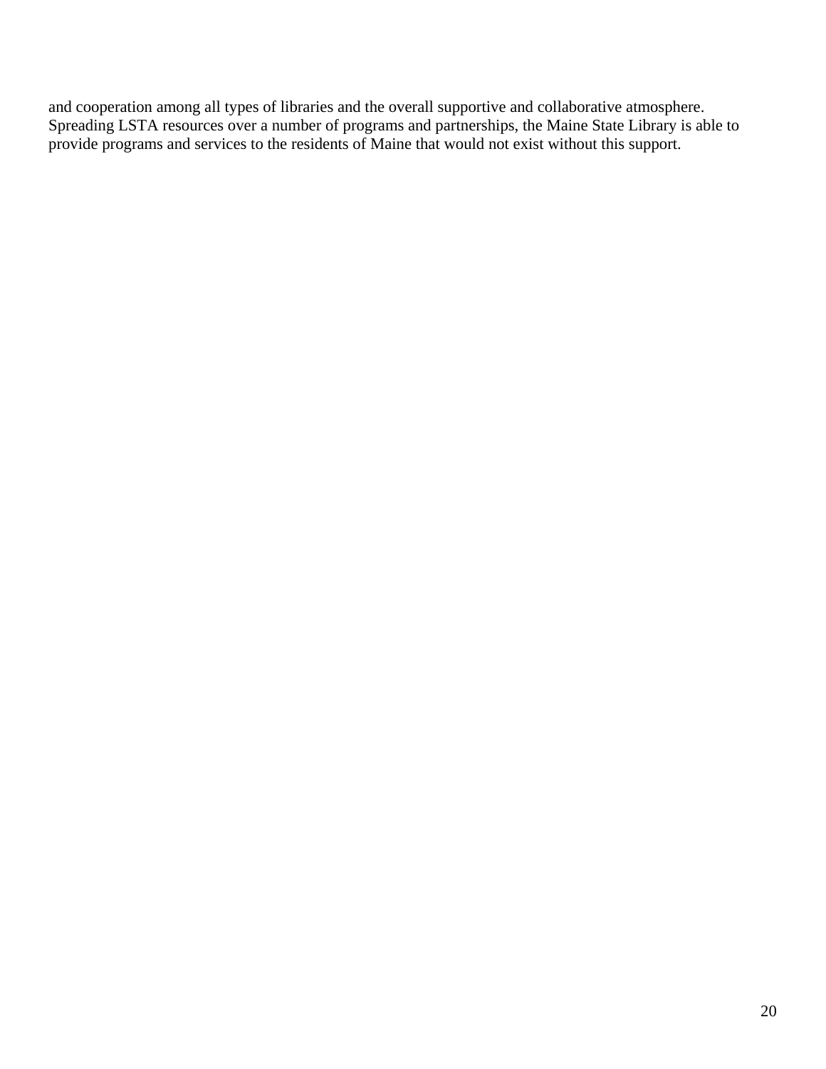and cooperation among all types of libraries and the overall supportive and collaborative atmosphere. Spreading LSTA resources over a number of programs and partnerships, the Maine State Library is able to provide programs and services to the residents of Maine that would not exist without this support.